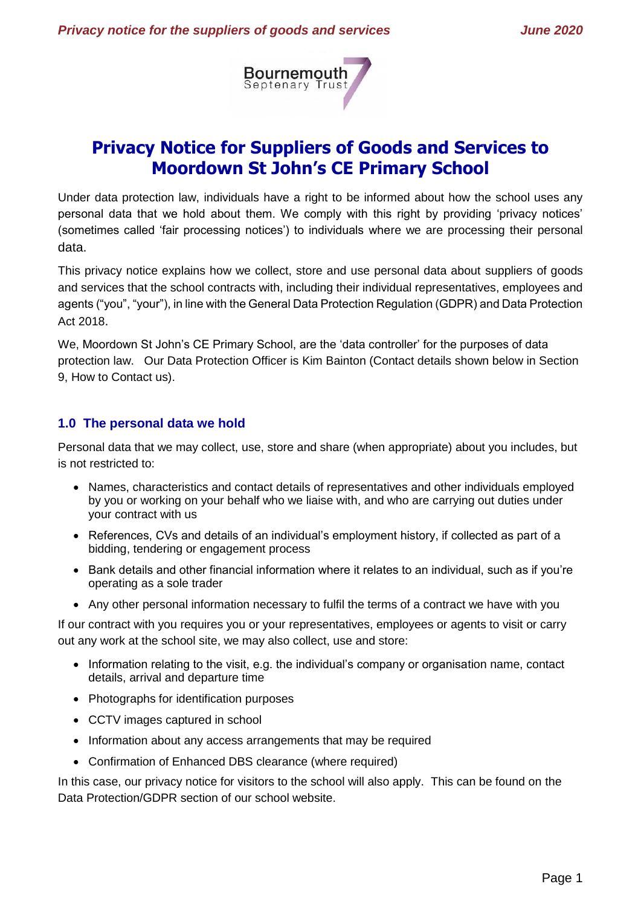# Privacy Notice for Suppliers of Goods and Services to Moordown St John's CE Primary School

Under data protection law, individuals have a right to be informed about how the school uses any personal data that we hold about them. We comply with this right by providing 'privacy notices' (sometimes called 'fair processing notices') to individuals where we are processing their personal data.

This privacy notice explains how we collect, store and use personal data about suppliers of goods and services that the school contracts with, including their individual representatives, employees and agents ("you", "your"), in line with the General Data Protection Regulation (GDPR) and Data Protection Act 2018.

We, Moordown St John's CE Primary School, are the 'data controller' for the purposes of data protection law. Our Data Protection Officer is Kim Bainton (Contact details shown below in Section 9, How to Contact us).

## 1.0 The personal data we hold

Personal data that we may collect, use, store and share (when appropriate) about you includes, but is not restricted to:

- Names, characteristics and contact details of representatives and other individuals employed by you or working on your behalf who we liaise with, and who are carrying out duties under your contract with us
- References, CVs and details of an individual's employment history, if collected as part of a bidding, tendering or engagement process
- Bank details and other financial information where it relates to an individual, such as if you're operating as a sole trader
- Any other personal information necessary to fulfil the terms of a contract we have with you

If our contract with you requires you or your representatives, employees or agents to visit or carry out any work at the school site, we may also collect, use and store:

- Information relating to the visit, e.g. the individual's company or organisation name, contact details, arrival and departure time
- Photographs for identification purposes
- CCTV images captured in school
- Information about any access arrangements that may be required
- Confirmation of Enhanced DBS clearance (where required)

In this case, our privacy notice for visitors to the school will also apply. This can be found on the Data Protection/GDPR section of our school website.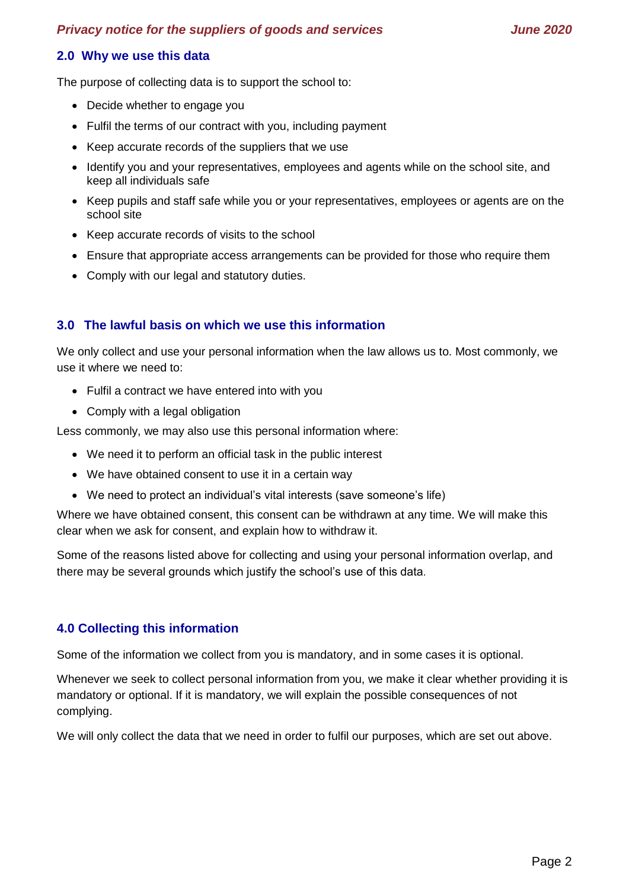## 2.0 Why we use this data

The purpose of collecting data is to support the school to:

- Decide whether to engage you
- Fulfil the terms of our contract with you, including payment
- Keep accurate records of the suppliers that we use
- Identify you and your representatives, employees and agents while on the school site, and keep all individuals safe
- Keep pupils and staff safe while you or your representatives, employees or agents are on the school site
- Keep accurate records of visits to the school
- Ensure that appropriate access arrangements can be provided for those who require them
- Comply with our legal and statutory duties.

## 3.0 The lawful basis on which we use this information

We only collect and use your personal information when the law allows us to. Most commonly, we use it where we need to:

- Fulfil a contract we have entered into with you
- Comply with a legal obligation

Less commonly, we may also use this personal information where:

- We need it to perform an official task in the public interest
- We have obtained consent to use it in a certain way
- We need to protect an individual's vital interests (save someone's life)

Where we have obtained consent, this consent can be withdrawn at any time. We will make this clear when we ask for consent, and explain how to withdraw it.

Some of the reasons listed above for collecting and using your personal information overlap, and there may be several grounds which justify the school's use of this data.

## 4.0 Collecting this information

Some of the information we collect from you is mandatory, and in some cases it is optional.

Whenever we seek to collect personal information from you, we make it clear whether providing it is mandatory or optional. If it is mandatory, we will explain the possible consequences of not complying.

We will only collect the data that we need in order to fulfil our purposes, which are set out above.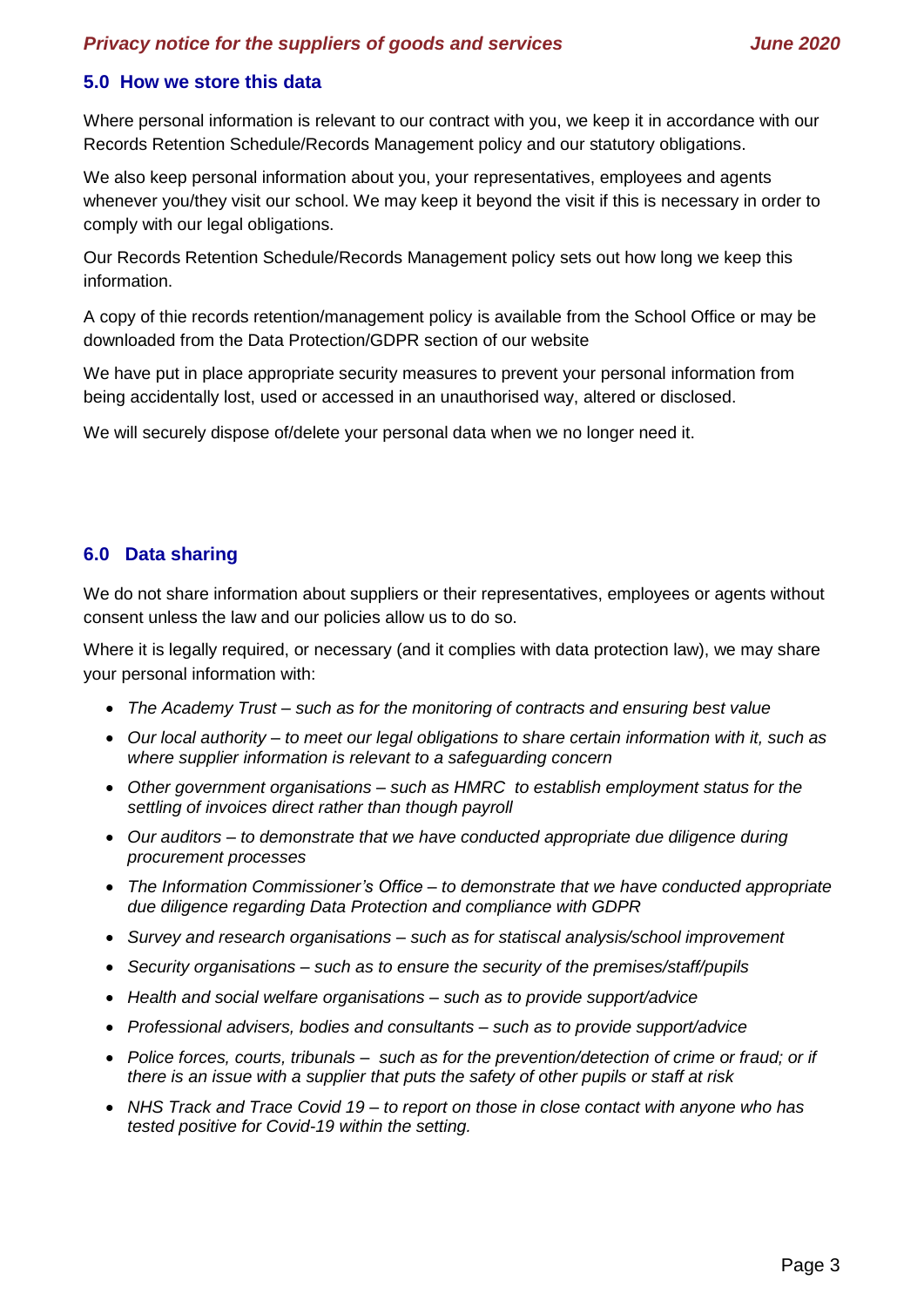## 5.0 How we store this data

Where personal information is relevant to our contract with you, we keep it in accordance with our Records Retention Schedule/Records Management policy and our statutory obligations.

We also keep personal information about you, your representatives, employees and agents whenever you/they visit our school. We may keep it beyond the visit if this is necessary in order to comply with our legal obligations.

Our Records Retention Schedule/Records Management policy sets out how long we keep this information.

A copy of thie records retention/management policy is available from the School Office or may be downloaded from the Data Protection/GDPR section of our website

We have put in place appropriate security measures to prevent your personal information from being accidentally lost, used or accessed in an unauthorised way, altered or disclosed.

We will securely dispose of/delete your personal data when we no longer need it.

## 6.0 Data sharing

We do not share information about suppliers or their representatives, employees or agents without consent unless the law and our policies allow us to do so.

Where it is legally required, or necessary (and it complies with data protection law), we may share your personal information with:

- *The Academy Trust – such as for the monitoring of contracts and ensuring best value*
- *Our local authority – to meet our legal obligations to share certain information with it, such as where supplier information is relevant to a safeguarding concern*
- *Other government organisations – such as HMRC to establish employment status for the settling of invoices direct rather than though payroll*
- *Our auditors – to demonstrate that we have conducted appropriate due diligence during procurement processes*
- *The Information Commissioner's Office – to demonstrate that we have conducted appropriate due diligence regarding Data Protection and compliance with GDPR*
- *Survey and research organisations – such as for statiscal analysis/school improvement*
- *Security organisations – such as to ensure the security of the premises/staff/pupils*
- *Health and social welfare organisations – such as to provide support/advice*
- *Professional advisers, bodies and consultants – such as to provide support/advice*
- *Police forces, courts, tribunals – such as for the prevention/detection of crime or fraud; or if there is an issue with a supplier that puts the safety of other pupils or staff at risk*
- *NHS Track and Trace Covid 19 – to report on those in close contact with anyone who has tested positive for Covid-19 within the setting.*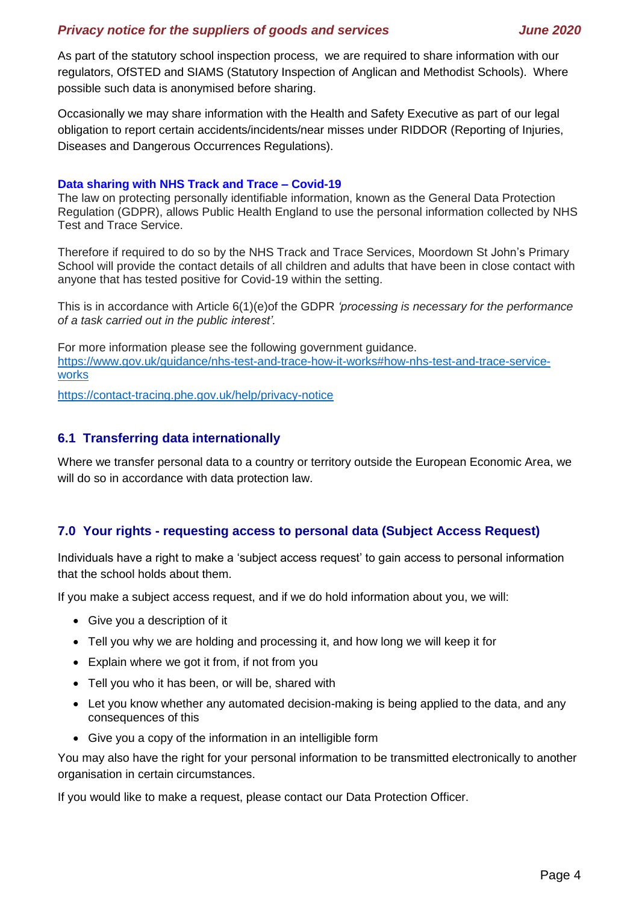As part of the statutory school inspection process, we are required to share information with our regulators, OfSTED and SIAMS (Statutory Inspection of Anglican and Methodist Schools). Where possible such data is anonymised before sharing.

Occasionally we may share information with the Health and Safety Executive as part of our legal obligation to report certain accidents/incidents/near misses under RIDDOR (Reporting of Injuries, Diseases and Dangerous Occurrences Regulations).

**Data sharing with NHS Track and Trace – Covid-19**

The law on protecting personally identifiable information, known as the General Data Protection Regulation (GDPR), allows Public Health England to use the personal information collected by NHS Test and Trace Service.

Therefore if required to do so by the NHS Track and Trace Services, Moordown St John's Primary School will provide the contact details of all children and adults that have been in close contact with anyone that has tested positive for Covid-19 within the setting.

This is in accordance with Article 6(1)(e)of the GDPR *'processing is necessary for the performance of a task carried out in the public interest'.*

For more information please see the following government guidance.
https://www.gov.uk/guidance/nhs-test-and-trace-how-it-works#how-nhs-test-and-trace-service-works

https://contact-tracing.phe.gov.uk/help/privacy-notice

## 6.1 Transferring data internationally

Where we transfer personal data to a country or territory outside the European Economic Area, we will do so in accordance with data protection law.

## 7.0 Your rights - requesting access to personal data (Subject Access Request)

Individuals have a right to make a 'subject access request' to gain access to personal information that the school holds about them.

If you make a subject access request, and if we do hold information about you, we will:

- Give you a description of it
- Tell you why we are holding and processing it, and how long we will keep it for
- Explain where we got it from, if not from you
- Tell you who it has been, or will be, shared with
- Let you know whether any automated decision-making is being applied to the data, and any consequences of this
- Give you a copy of the information in an intelligible form

You may also have the right for your personal information to be transmitted electronically to another organisation in certain circumstances.

If you would like to make a request, please contact our Data Protection Officer.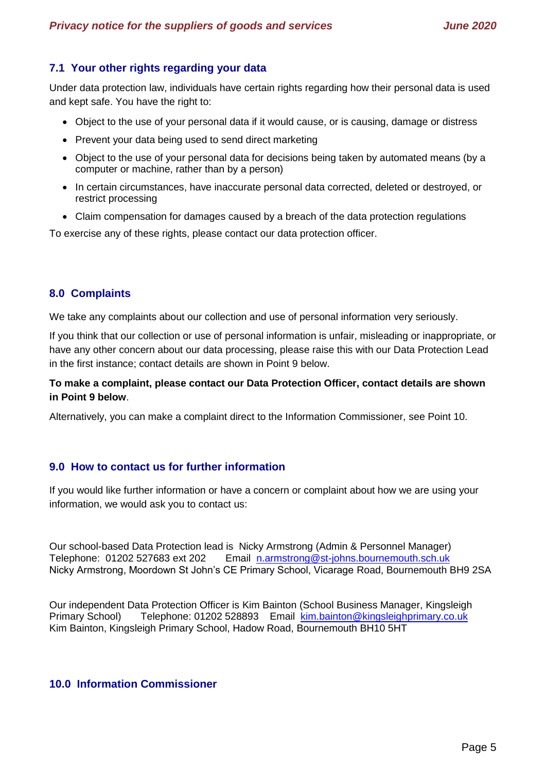### 7.1 Your other rights regarding your data

Under data protection law, individuals have certain rights regarding how their personal data is used and kept safe. You have the right to:

- Object to the use of your personal data if it would cause, or is causing, damage or distress
- Prevent your data being used to send direct marketing
- Object to the use of your personal data for decisions being taken by automated means (by a computer or machine, rather than by a person)
- In certain circumstances, have inaccurate personal data corrected, deleted or destroyed, or restrict processing
- Claim compensation for damages caused by a breach of the data protection regulations

To exercise any of these rights, please contact our data protection officer.

## 8.0 Complaints

We take any complaints about our collection and use of personal information very seriously.

If you think that our collection or use of personal information is unfair, misleading or inappropriate, or have any other concern about our data processing, please raise this with our Data Protection Lead in the first instance; contact details are shown in Point 9 below.

**To make a complaint, please contact our Data Protection Officer, contact details are shown in Point 9 below**.

Alternatively, you can make a complaint direct to the Information Commissioner, see Point 10.

## 9.0 How to contact us for further information

If you would like further information or have a concern or complaint about how we are using your information, we would ask you to contact us:

Our school-based Data Protection lead is Nicky Armstrong (Admin & Personnel Manager)
Telephone: 01202 527683 ext 202 Email n.armstrong@st-johns.bournemouth.sch.uk
Nicky Armstrong, Moordown St John's CE Primary School, Vicarage Road, Bournemouth BH9 2SA

Our independent Data Protection Officer is Kim Bainton (School Business Manager, Kingsleigh Primary School) Telephone: 01202 528893 Email kim.bainton@kingsleighprimary.co.uk
Kim Bainton, Kingsleigh Primary School, Hadow Road, Bournemouth BH10 5HT

## 10.0 Information Commissioner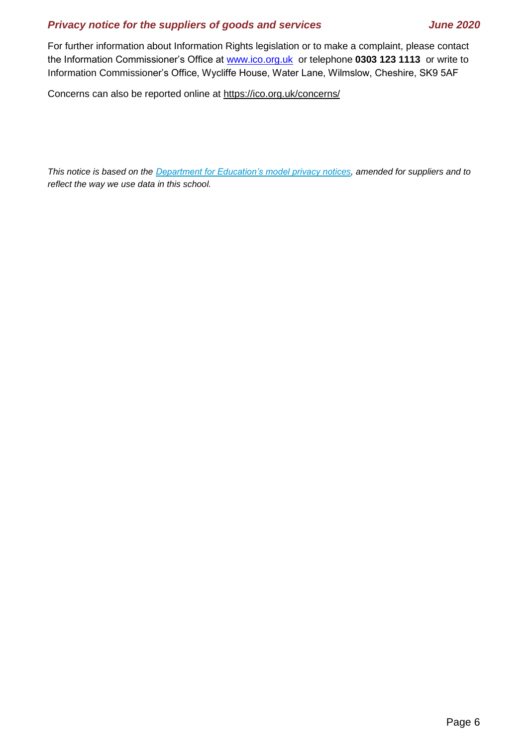For further information about Information Rights legislation or to make a complaint, please contact the Information Commissioner's Office at [www.ico.org.uk](http://www.ico.org.uk) or telephone **0303 123 1113** or write to Information Commissioner's Office, Wycliffe House, Water Lane, Wilmslow, Cheshire, SK9 5AF

Concerns can also be reported online at https://ico.org.uk/concerns/

*This notice is based on the [Department for Education's model privacy notices](), amended for suppliers and to reflect the way we use data in this school.*